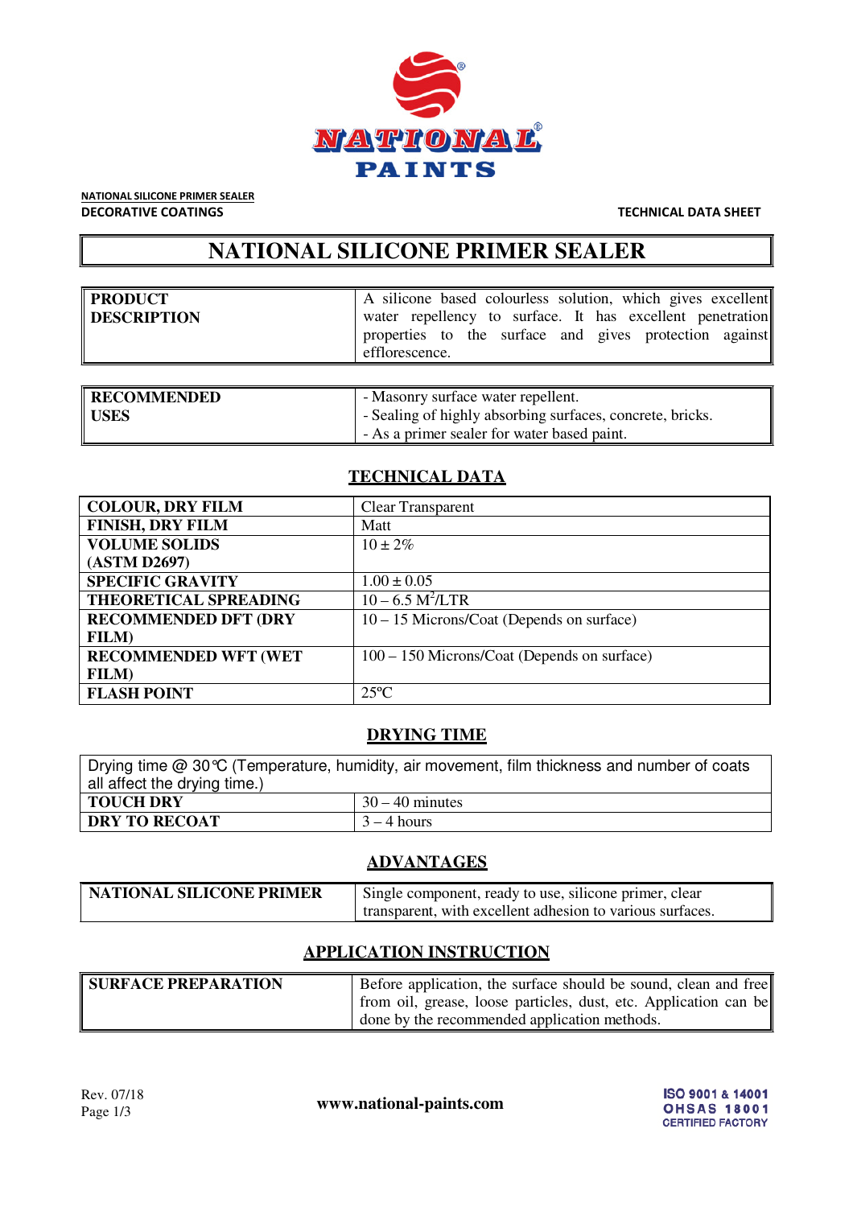NATIONAL SILICONE PRIMER SEALER
DECORATIVE COATINGS

TECHNICAL DATA SHEET

# NATIONAL SILICONE PRIMER SEALER

| | |
|---|---|
| **PRODUCT DESCRIPTION** | A silicone based colourless solution, which gives excellent water repellency to surface. It has excellent penetration properties to the surface and gives protection against efflorescence. |

| | |
|---|---|
| **RECOMMENDED USES** | - Masonry surface water repellent.<br>- Sealing of highly absorbing surfaces, concrete, bricks.<br>- As a primer sealer for water based paint. |

## TECHNICAL DATA

| | |
|---|---|
| **COLOUR, DRY FILM** | Clear Transparent |
| **FINISH, DRY FILM** | Matt |
| **VOLUME SOLIDS (ASTM D2697)** | 10 ± 2% |
| **SPECIFIC GRAVITY** | 1.00 ± 0.05 |
| **THEORETICAL SPREADING** | 10 – 6.5 $M^2$/LTR |
| **RECOMMENDED DFT (DRY FILM)** | 10 – 15 Microns/Coat (Depends on surface) |
| **RECOMMENDED WFT (WET FILM)** | 100 – 150 Microns/Coat (Depends on surface) |
| **FLASH POINT** | 25ºC |

## DRYING TIME

| Drying time @ 30°C (Temperature, humidity, air movement, film thickness and number of coats all affect the drying time.) | |
|---|---|
| **TOUCH DRY** | 30 – 40 minutes |
| **DRY TO RECOAT** | 3 – 4 hours |

## ADVANTAGES

| | |
|---|---|
| **NATIONAL SILICONE PRIMER** | Single component, ready to use, silicone primer, clear transparent, with excellent adhesion to various surfaces. |

## APPLICATION INSTRUCTION

| | |
|---|---|
| **SURFACE PREPARATION** | Before application, the surface should be sound, clean and free from oil, grease, loose particles, dust, etc. Application can be done by the recommended application methods. |

Rev. 07/18

www.national-paints.com

ISO 9001 & 14001
OHSAS 18001
CERTIFIED FACTORY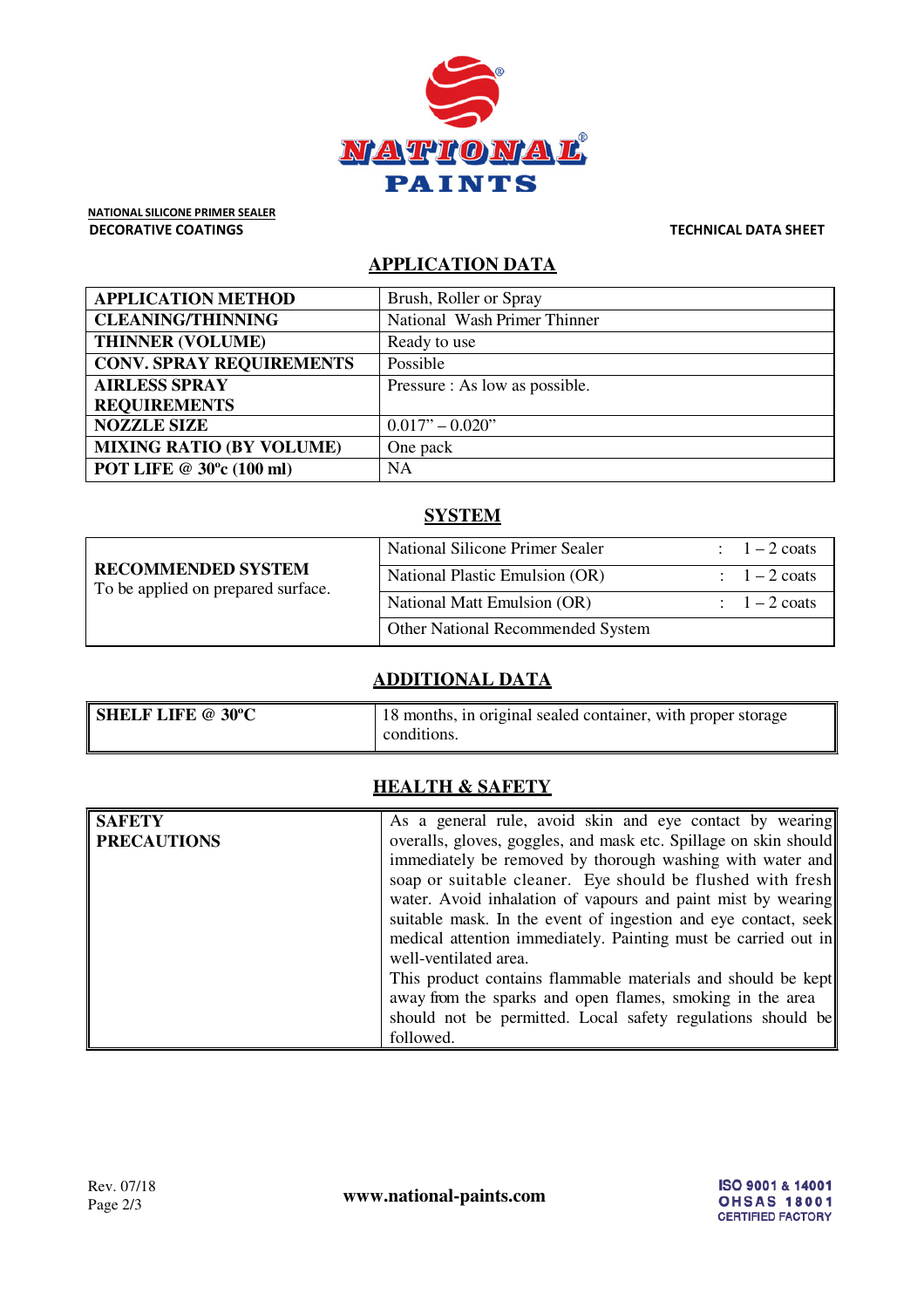NATIONAL SILICONE PRIMER SEALER

DECORATIVE COATINGS

TECHNICAL DATA SHEET

## APPLICATION DATA

| | |
|---|---|
| **APPLICATION METHOD** | Brush, Roller or Spray |
| **CLEANING/THINNING** | National Wash Primer Thinner |
| **THINNER (VOLUME)** | Ready to use |
| **CONV. SPRAY REQUIREMENTS** | Possible |
| **AIRLESS SPRAY REQUIREMENTS** | Pressure : As low as possible. |
| **NOZZLE SIZE** | 0.017" – 0.020" |
| **MIXING RATIO (BY VOLUME)** | One pack |
| **POT LIFE @ 30ºc (100 ml)** | NA |

## SYSTEM

| | | |
|---|---|---|
| **RECOMMENDED SYSTEM** To be applied on prepared surface. | National Silicone Primer Sealer | : 1 – 2 coats |
| | National Plastic Emulsion (OR) | : 1 – 2 coats |
| | National Matt Emulsion (OR) | : 1 – 2 coats |
| | Other National Recommended System | |

## ADDITIONAL DATA

| | |
|---|---|
| **SHELF LIFE @ 30ºC** | 18 months, in original sealed container, with proper storage conditions. |

## HEALTH & SAFETY

| | |
|---|---|
| **SAFETY PRECAUTIONS** | As a general rule, avoid skin and eye contact by wearing overalls, gloves, goggles, and mask etc. Spillage on skin should immediately be removed by thorough washing with water and soap or suitable cleaner. Eye should be flushed with fresh water. Avoid inhalation of vapours and paint mist by wearing suitable mask. In the event of ingestion and eye contact, seek medical attention immediately. Painting must be carried out in well-ventilated area. This product contains flammable materials and should be kept away from the sparks and open flames, smoking in the area should not be permitted. Local safety regulations should be followed. |

Rev. 07/18

www.national-paints.com

ISO 9001 & 14001 OHSAS 18001 CERTIFIED FACTORY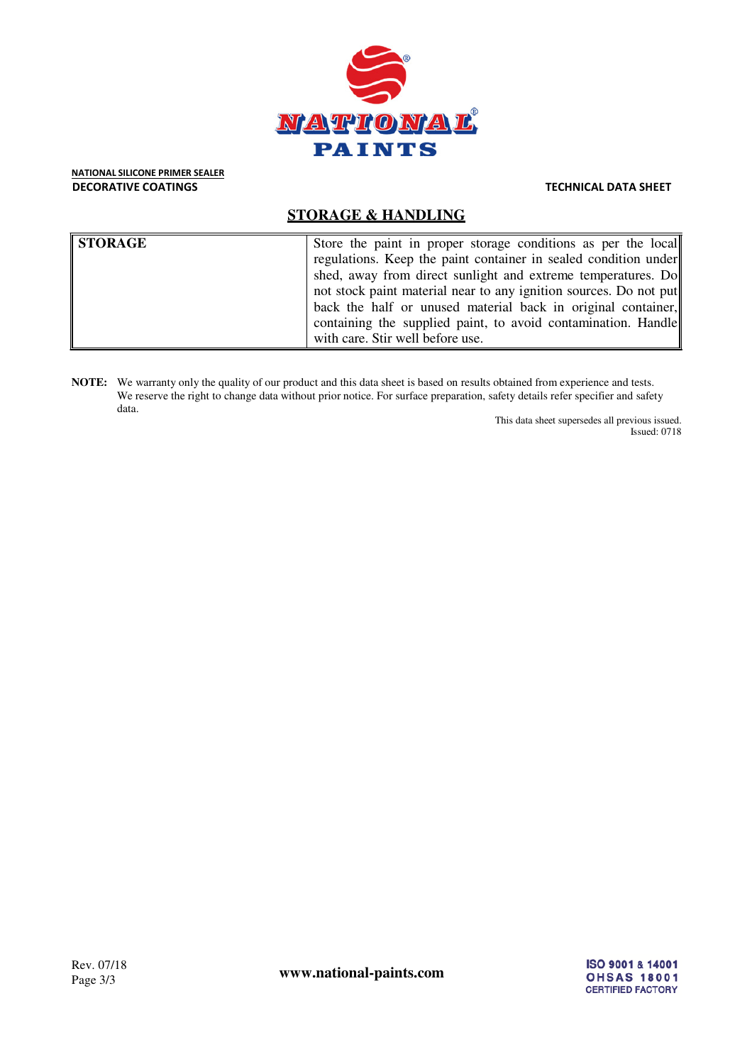NATIONAL SILICONE PRIMER SEALER
DECORATIVE COATINGS

TECHNICAL DATA SHEET

## STORAGE & HANDLING

| | |
|---|---|
| **STORAGE** | Store the paint in proper storage conditions as per the local regulations. Keep the paint container in sealed condition under shed, away from direct sunlight and extreme temperatures. Do not stock paint material near to any ignition sources. Do not put back the half or unused material back in original container, containing the supplied paint, to avoid contamination. Handle with care. Stir well before use. |

**NOTE:** We warranty only the quality of our product and this data sheet is based on results obtained from experience and tests. We reserve the right to change data without prior notice. For surface preparation, safety details refer specifier and safety data.

This data sheet supersedes all previous issued.
Issued: 0718